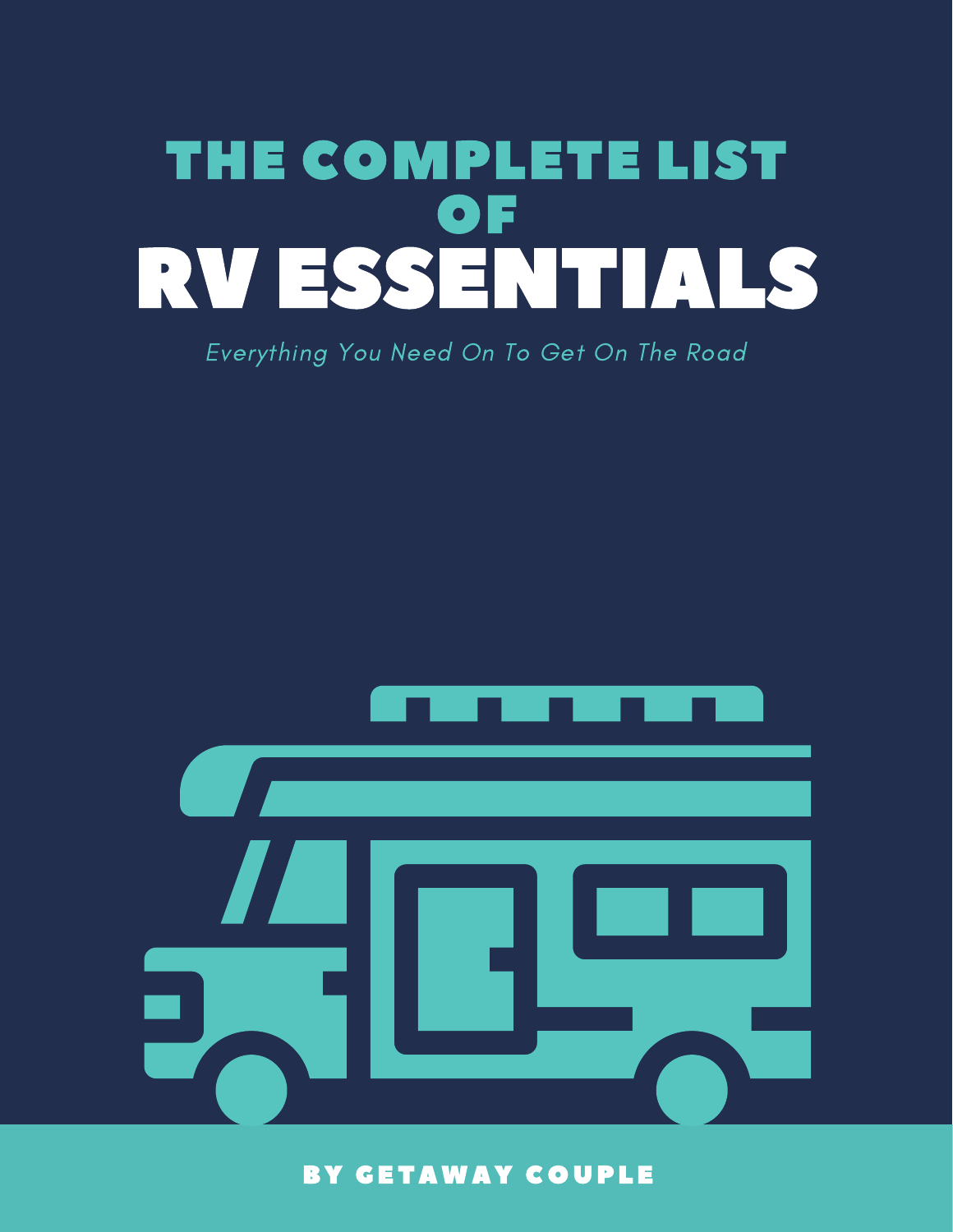# THE COMPLETE LIST OF RV ESSENTIALS

*Everything You Need On To Get On The Road*

**BY GETAWAY COUPLE**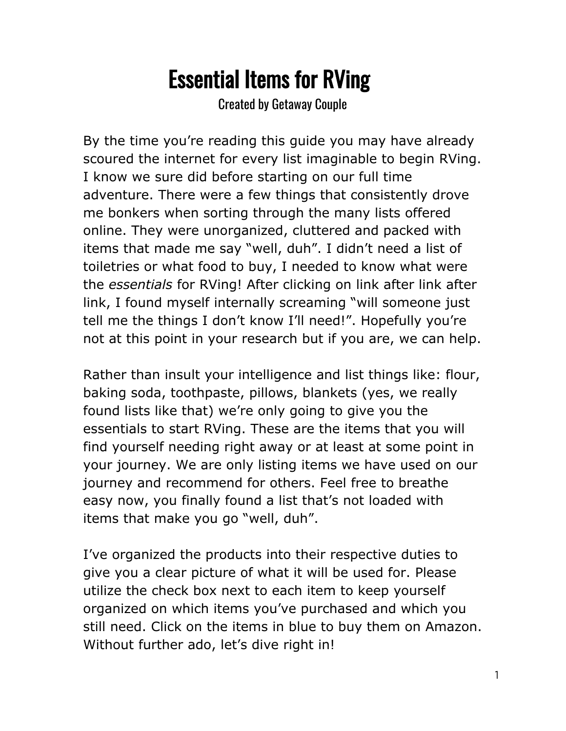# Essential Items for RVing

Created by Getaway Couple

By the time you're reading this guide you may have already scoured the internet for every list imaginable to begin RVing. I know we sure did before starting on our full time adventure. There were a few things that consistently drove me bonkers when sorting through the many lists offered online. They were unorganized, cluttered and packed with items that made me say "well, duh". I didn't need a list of toiletries or what food to buy, I needed to know what were the *essentials* for RVing! After clicking on link after link after link, I found myself internally screaming "will someone just tell me the things I don't know I'll need!". Hopefully you're not at this point in your research but if you are, we can help.

Rather than insult your intelligence and list things like: flour, baking soda, toothpaste, pillows, blankets (yes, we really found lists like that) we're only going to give you the essentials to start RVing. These are the items that you will find yourself needing right away or at least at some point in your journey. We are only listing items we have used on our journey and recommend for others. Feel free to breathe easy now, you finally found a list that's not loaded with items that make you go "well, duh".

I've organized the products into their respective duties to give you a clear picture of what it will be used for. Please utilize the check box next to each item to keep yourself organized on which items you've purchased and which you still need. Click on the items in blue to buy them on Amazon. Without further ado, let's dive right in!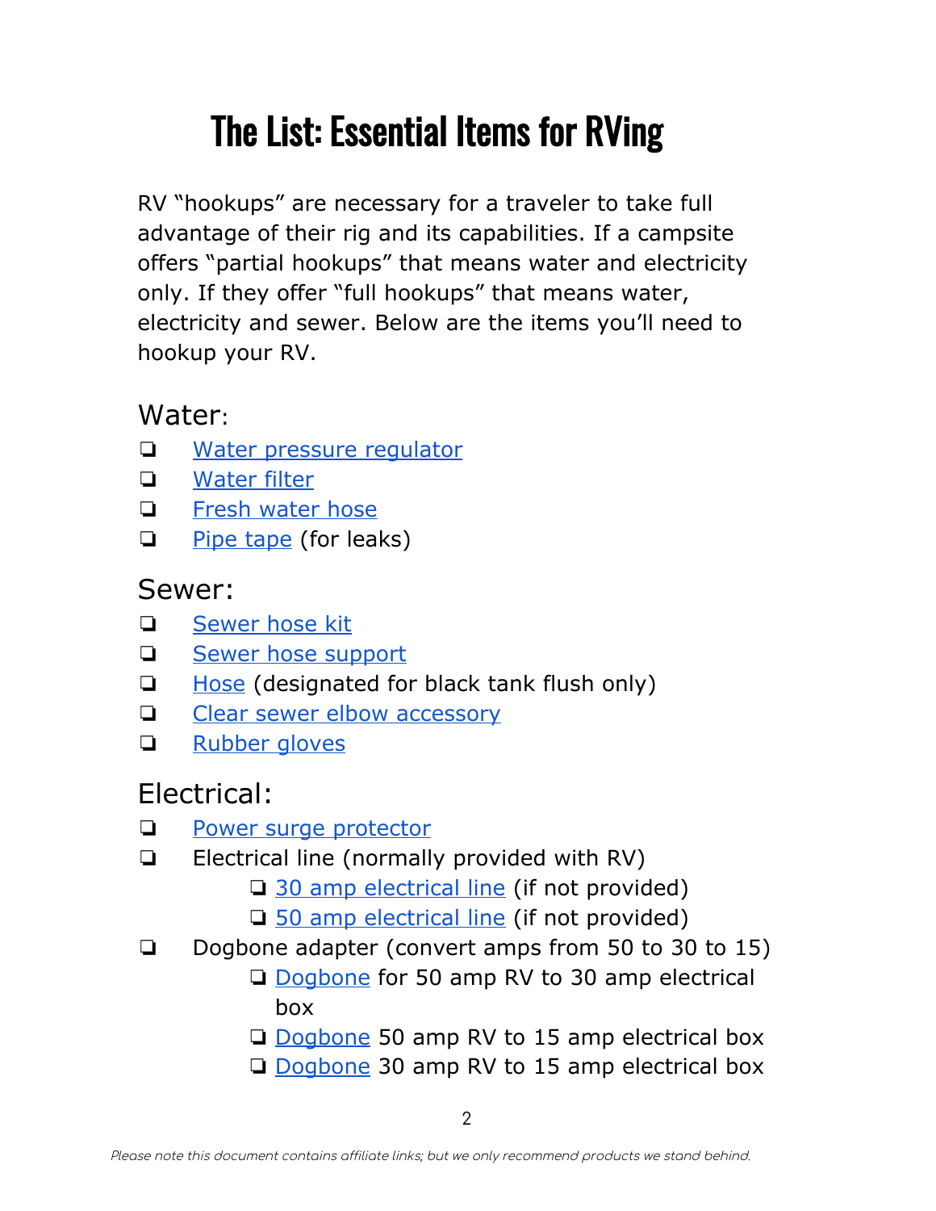# The List: Essential Items for RVing

RV "hookups" are necessary for a traveler to take full advantage of their rig and its capabilities. If a campsite offers "partial hookups" that means water and electricity only. If they offer "full hookups" that means water, electricity and sewer. Below are the items you'll need to hookup your RV.

## Water:

- [ ] Water pressure regulator
- [ ] Water filter
- [ ] Fresh water hose
- [ ] Pipe tape (for leaks)

## Sewer:

- [ ] Sewer hose kit
- [ ] Sewer hose support
- [ ] Hose (designated for black tank flush only)
- [ ] Clear sewer elbow accessory
- [ ] Rubber gloves

## Electrical:

- [ ] Power surge protector
- [ ] Electrical line (normally provided with RV)
  - [ ] 30 amp electrical line (if not provided)
  - [ ] 50 amp electrical line (if not provided)
- [ ] Dogbone adapter (convert amps from 50 to 30 to 15)
  - [ ] Dogbone for 50 amp RV to 30 amp electrical box
  - [ ] Dogbone 50 amp RV to 15 amp electrical box
  - [ ] Dogbone 30 amp RV to 15 amp electrical box

*Please note this document contains affiliate links; but we only recommend products we stand behind.*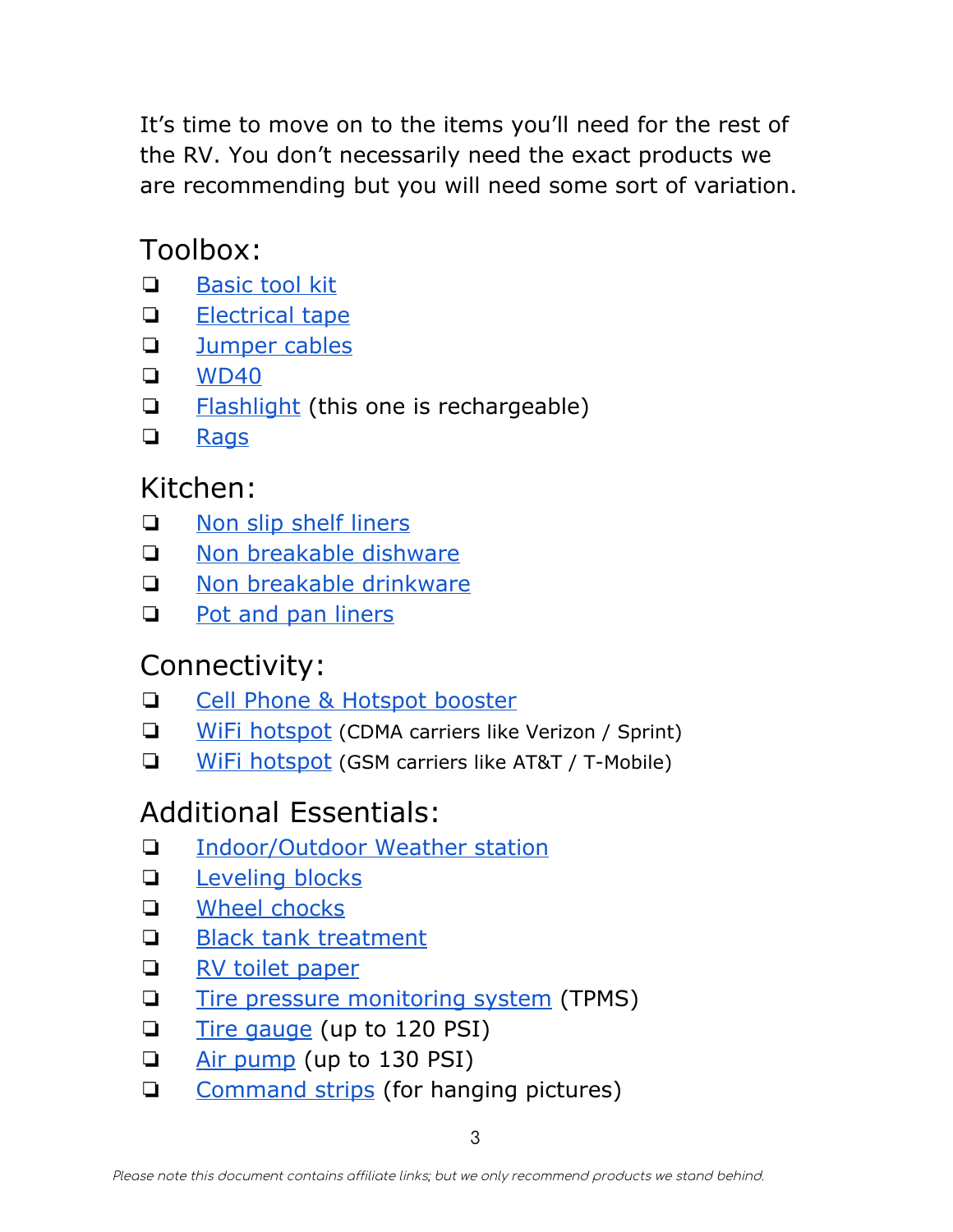It's time to move on to the items you'll need for the rest of the RV. You don't necessarily need the exact products we are recommending but you will need some sort of variation.

## Toolbox:

- [ ] Basic tool kit
- [ ] Electrical tape
- [ ] Jumper cables
- [ ] WD40
- [ ] Flashlight (this one is rechargeable)
- [ ] Rags

## Kitchen:

- [ ] Non slip shelf liners
- [ ] Non breakable dishware
- [ ] Non breakable drinkware
- [ ] Pot and pan liners

## Connectivity:

- [ ] Cell Phone & Hotspot booster
- [ ] WiFi hotspot (CDMA carriers like Verizon / Sprint)
- [ ] WiFi hotspot (GSM carriers like AT&T / T-Mobile)

## Additional Essentials:

- [ ] Indoor/Outdoor Weather station
- [ ] Leveling blocks
- [ ] Wheel chocks
- [ ] Black tank treatment
- [ ] RV toilet paper
- [ ] Tire pressure monitoring system (TPMS)
- [ ] Tire gauge (up to 120 PSI)
- [ ] Air pump (up to 130 PSI)
- [ ] Command strips (for hanging pictures)

*Please note this document contains affiliate links; but we only recommend products we stand behind.*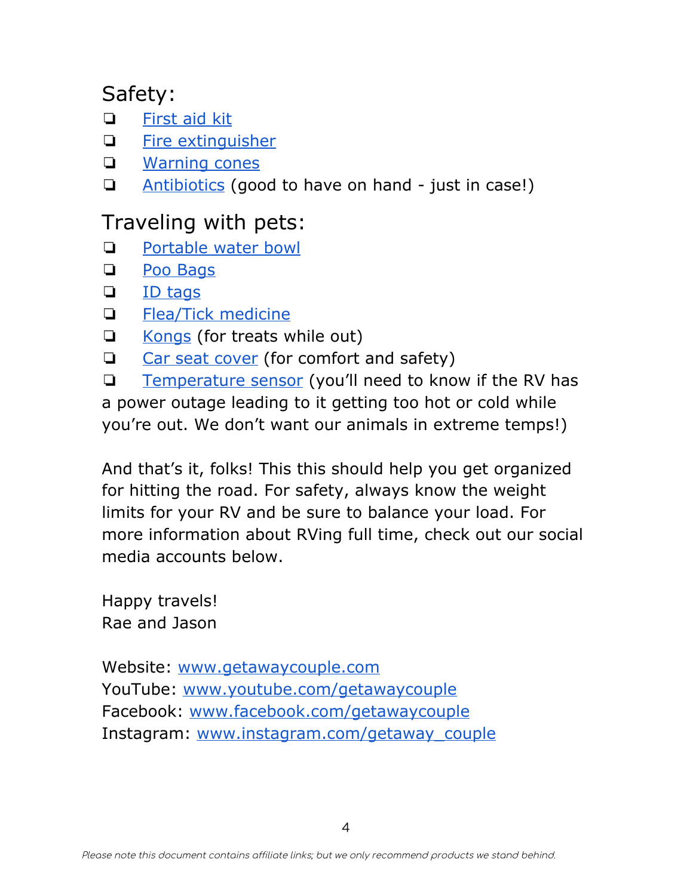## Safety:

- ❏ First aid kit
- ❏ Fire extinguisher
- ❏ Warning cones
- ❏ Antibiotics (good to have on hand - just in case!)

## Traveling with pets:

- ❏ Portable water bowl
- ❏ Poo Bags
- ❏ ID tags
- ❏ Flea/Tick medicine
- ❏ Kongs (for treats while out)
- ❏ Car seat cover (for comfort and safety)
- ❏ Temperature sensor (you'll need to know if the RV has a power outage leading to it getting too hot or cold while you're out. We don't want our animals in extreme temps!)

And that's it, folks! This this should help you get organized for hitting the road. For safety, always know the weight limits for your RV and be sure to balance your load. For more information about RVing full time, check out our social media accounts below.

Happy travels!
Rae and Jason

Website: www.getawaycouple.com
YouTube: www.youtube.com/getawaycouple
Facebook: www.facebook.com/getawaycouple
Instagram: www.instagram.com/getaway_couple

*Please note this document contains affiliate links; but we only recommend products we stand behind.*